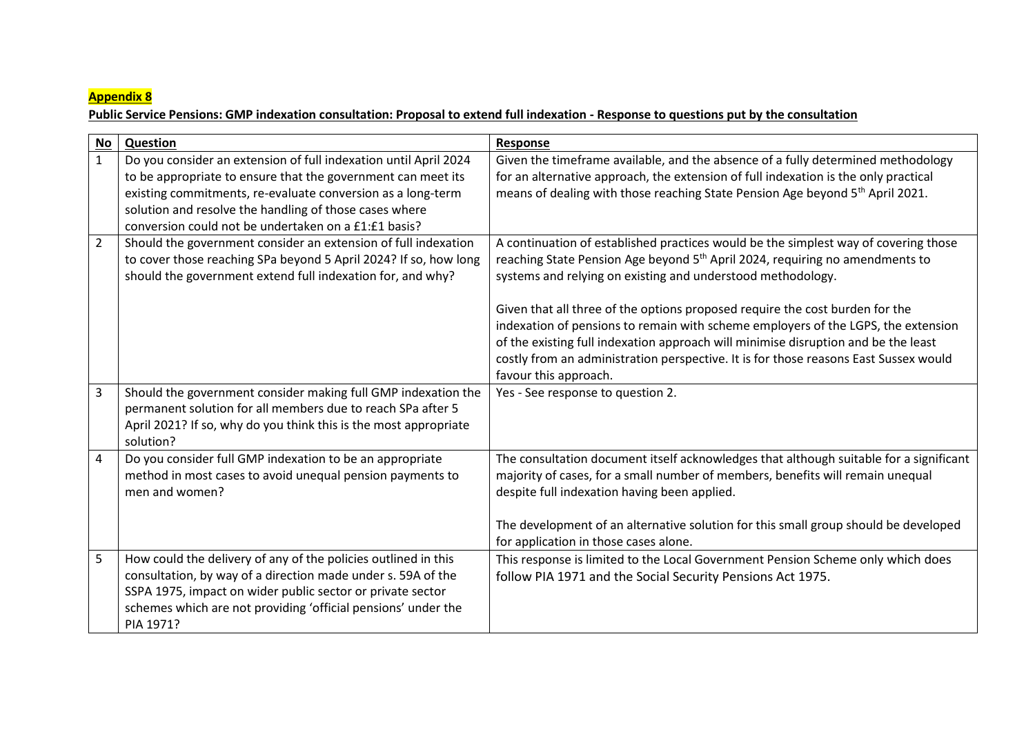**Appendix 8**

**Public Service Pensions: GMP indexation consultation: Proposal to extend full indexation - Response to questions put by the consultation**

| No | Question | Response |
|---|---|---|
| 1 | Do you consider an extension of full indexation until April 2024 to be appropriate to ensure that the government can meet its existing commitments, re-evaluate conversion as a long-term solution and resolve the handling of those cases where conversion could not be undertaken on a £1:£1 basis? | Given the timeframe available, and the absence of a fully determined methodology for an alternative approach, the extension of full indexation is the only practical means of dealing with those reaching State Pension Age beyond 5th April 2021. |
| 2 | Should the government consider an extension of full indexation to cover those reaching SPa beyond 5 April 2024? If so, how long should the government extend full indexation for, and why? | A continuation of established practices would be the simplest way of covering those reaching State Pension Age beyond 5th April 2024, requiring no amendments to systems and relying on existing and understood methodology.<br><br>Given that all three of the options proposed require the cost burden for the indexation of pensions to remain with scheme employers of the LGPS, the extension of the existing full indexation approach will minimise disruption and be the least costly from an administration perspective. It is for those reasons East Sussex would favour this approach. |
| 3 | Should the government consider making full GMP indexation the permanent solution for all members due to reach SPa after 5 April 2021? If so, why do you think this is the most appropriate solution? | Yes - See response to question 2. |
| 4 | Do you consider full GMP indexation to be an appropriate method in most cases to avoid unequal pension payments to men and women? | The consultation document itself acknowledges that although suitable for a significant majority of cases, for a small number of members, benefits will remain unequal despite full indexation having been applied.<br><br>The development of an alternative solution for this small group should be developed for application in those cases alone. |
| 5 | How could the delivery of any of the policies outlined in this consultation, by way of a direction made under s. 59A of the SSPA 1975, impact on wider public sector or private sector schemes which are not providing 'official pensions' under the PIA 1971? | This response is limited to the Local Government Pension Scheme only which does follow PIA 1971 and the Social Security Pensions Act 1975. |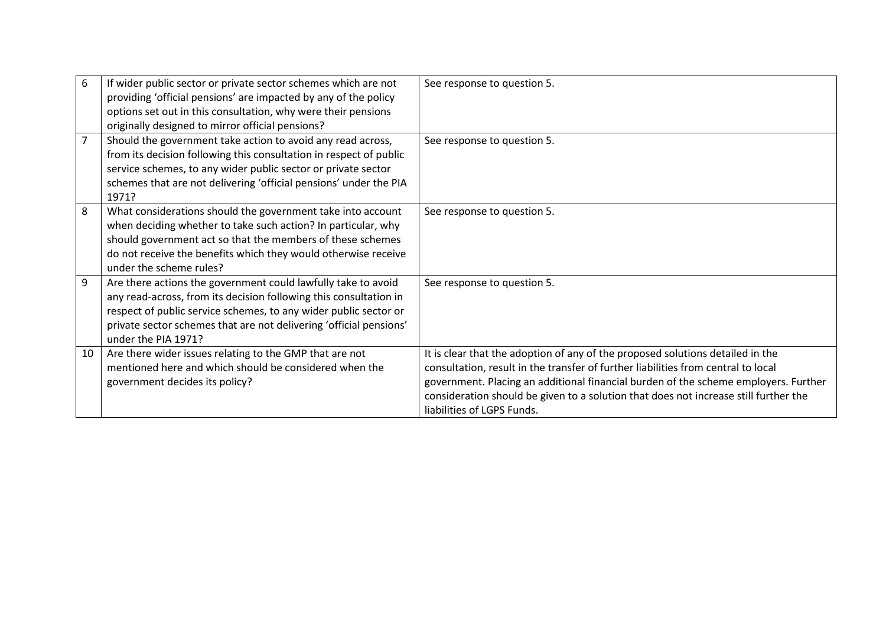| | | |
|---|---|---|
| 6 | If wider public sector or private sector schemes which are not providing 'official pensions' are impacted by any of the policy options set out in this consultation, why were their pensions originally designed to mirror official pensions? | See response to question 5. |
| 7 | Should the government take action to avoid any read across, from its decision following this consultation in respect of public service schemes, to any wider public sector or private sector schemes that are not delivering 'official pensions' under the PIA 1971? | See response to question 5. |
| 8 | What considerations should the government take into account when deciding whether to take such action? In particular, why should government act so that the members of these schemes do not receive the benefits which they would otherwise receive under the scheme rules? | See response to question 5. |
| 9 | Are there actions the government could lawfully take to avoid any read-across, from its decision following this consultation in respect of public service schemes, to any wider public sector or private sector schemes that are not delivering 'official pensions' under the PIA 1971? | See response to question 5. |
| 10 | Are there wider issues relating to the GMP that are not mentioned here and which should be considered when the government decides its policy? | It is clear that the adoption of any of the proposed solutions detailed in the consultation, result in the transfer of further liabilities from central to local government. Placing an additional financial burden of the scheme employers. Further consideration should be given to a solution that does not increase still further the liabilities of LGPS Funds. |